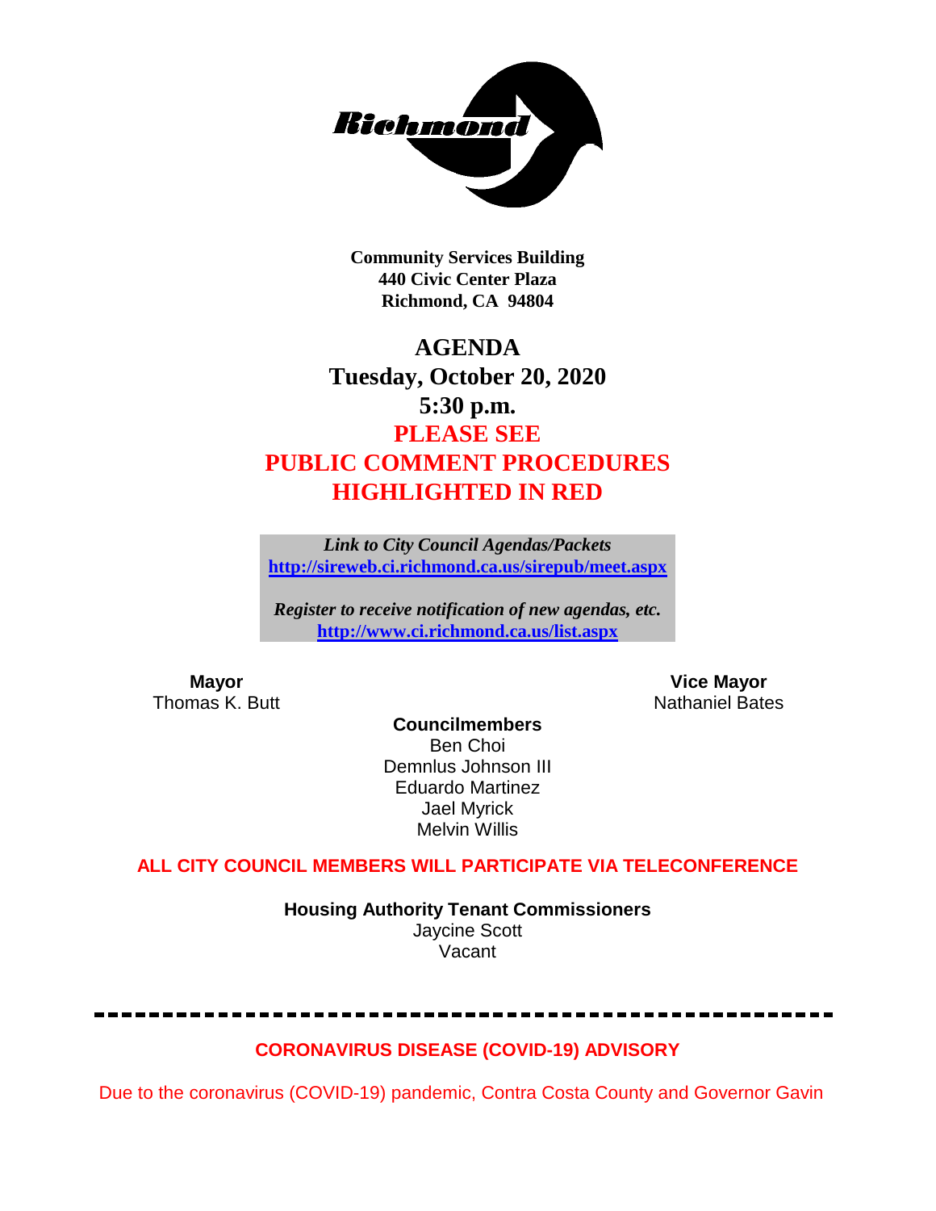Richmond

**Community Services Building**
**440 Civic Center Plaza**
**Richmond, CA 94804**

# AGENDA
## Tuesday, October 20, 2020
## 5:30 p.m.
## PLEASE SEE PUBLIC COMMENT PROCEDURES HIGHLIGHTED IN RED

***Link to City Council Agendas/Packets***
**[http://sireweb.ci.richmond.ca.us/sirepub/meet.aspx](http://sireweb.ci.richmond.ca.us/sirepub/meet.aspx)**

***Register to receive notification of new agendas, etc.***
**[http://www.ci.richmond.ca.us/list.aspx](http://www.ci.richmond.ca.us/list.aspx)**

**Mayor**
Thomas K. Butt

**Vice Mayor**
Nathaniel Bates

**Councilmembers**
Ben Choi
Demnlus Johnson III
Eduardo Martinez
Jael Myrick
Melvin Willis

**ALL CITY COUNCIL MEMBERS WILL PARTICIPATE VIA TELECONFERENCE**

**Housing Authority Tenant Commissioners**
Jaycine Scott
Vacant

---

**CORONAVIRUS DISEASE (COVID-19) ADVISORY**

Due to the coronavirus (COVID-19) pandemic, Contra Costa County and Governor Gavin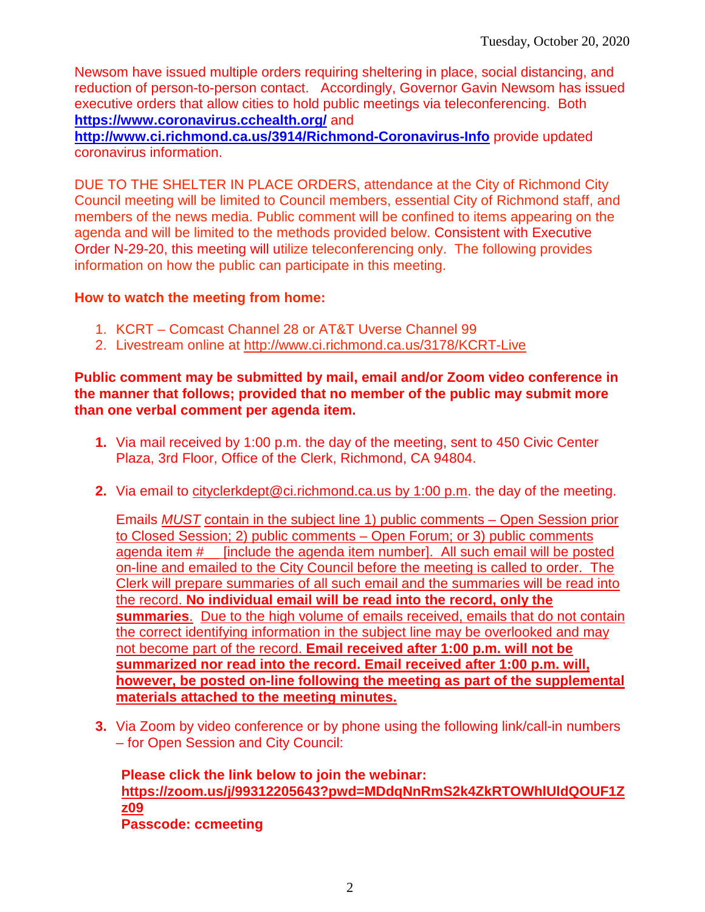Newsom have issued multiple orders requiring sheltering in place, social distancing, and reduction of person-to-person contact. Accordingly, Governor Gavin Newsom has issued executive orders that allow cities to hold public meetings via teleconferencing. Both **https://www.coronavirus.cchealth.org/** and **http://www.ci.richmond.ca.us/3914/Richmond-Coronavirus-Info** provide updated coronavirus information.

DUE TO THE SHELTER IN PLACE ORDERS, attendance at the City of Richmond City Council meeting will be limited to Council members, essential City of Richmond staff, and members of the news media. Public comment will be confined to items appearing on the agenda and will be limited to the methods provided below. Consistent with Executive Order N-29-20, this meeting will utilize teleconferencing only. The following provides information on how the public can participate in this meeting.

**How to watch the meeting from home:**

1. KCRT – Comcast Channel 28 or AT&T Uverse Channel 99
2. Livestream online at http://www.ci.richmond.ca.us/3178/KCRT-Live

**Public comment may be submitted by mail, email and/or Zoom video conference in the manner that follows; provided that no member of the public may submit more than one verbal comment per agenda item.**

1. Via mail received by 1:00 p.m. the day of the meeting, sent to 450 Civic Center Plaza, 3rd Floor, Office of the Clerk, Richmond, CA 94804.

2. Via email to cityclerkdept@ci.richmond.ca.us by 1:00 p.m. the day of the meeting.

   Emails *MUST* contain in the subject line 1) public comments – Open Session prior to Closed Session; 2) public comments – Open Forum; or 3) public comments agenda item #\_\_ [include the agenda item number]. All such email will be posted on-line and emailed to the City Council before the meeting is called to order. The Clerk will prepare summaries of all such email and the summaries will be read into the record. **No individual email will be read into the record, only the summaries**. Due to the high volume of emails received, emails that do not contain the correct identifying information in the subject line may be overlooked and may not become part of the record. **Email received after 1:00 p.m. will not be summarized nor read into the record. Email received after 1:00 p.m. will, however, be posted on-line following the meeting as part of the supplemental materials attached to the meeting minutes.**

3. Via Zoom by video conference or by phone using the following link/call-in numbers – for Open Session and City Council:

   **Please click the link below to join the webinar:**
   **https://zoom.us/j/99312205643?pwd=MDdqNnRmS2k4ZkRTOWhlUldQOUF1Zz09**
   **Passcode: ccmeeting**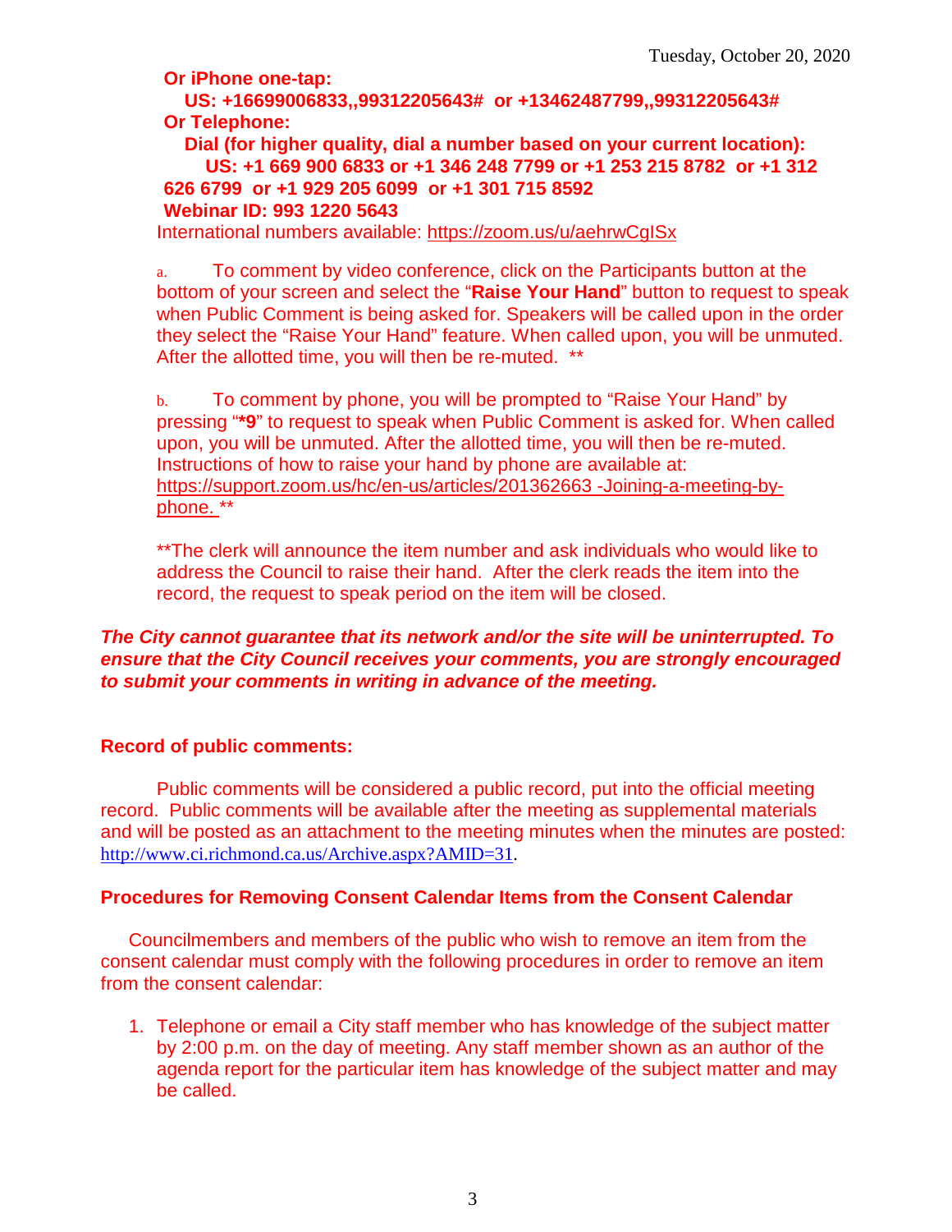**Or iPhone one-tap:**

**US: +16699006833,,99312205643# or +13462487799,,99312205643#**

**Or Telephone:**

**Dial (for higher quality, dial a number based on your current location):**

**US: +1 669 900 6833 or +1 346 248 7799 or +1 253 215 8782 or +1 312 626 6799 or +1 929 205 6099 or +1 301 715 8592**

**Webinar ID: 993 1220 5643**

International numbers available: https://zoom.us/u/aehrwCgISx

a. To comment by video conference, click on the Participants button at the bottom of your screen and select the "**Raise Your Hand**" button to request to speak when Public Comment is being asked for. Speakers will be called upon in the order they select the "Raise Your Hand" feature. When called upon, you will be unmuted. After the allotted time, you will then be re-muted. **

b. To comment by phone, you will be prompted to "Raise Your Hand" by pressing "***9**" to request to speak when Public Comment is asked for. When called upon, you will be unmuted. After the allotted time, you will then be re-muted. Instructions of how to raise your hand by phone are available at: https://support.zoom.us/hc/en-us/articles/201362663 -Joining-a-meeting-by-phone. **

**The clerk will announce the item number and ask individuals who would like to address the Council to raise their hand. After the clerk reads the item into the record, the request to speak period on the item will be closed.

***The City cannot guarantee that its network and/or the site will be uninterrupted. To ensure that the City Council receives your comments, you are strongly encouraged to submit your comments in writing in advance of the meeting.***

**Record of public comments:**

Public comments will be considered a public record, put into the official meeting record. Public comments will be available after the meeting as supplemental materials and will be posted as an attachment to the meeting minutes when the minutes are posted: http://www.ci.richmond.ca.us/Archive.aspx?AMID=31.

**Procedures for Removing Consent Calendar Items from the Consent Calendar**

Councilmembers and members of the public who wish to remove an item from the consent calendar must comply with the following procedures in order to remove an item from the consent calendar:

1. Telephone or email a City staff member who has knowledge of the subject matter by 2:00 p.m. on the day of meeting. Any staff member shown as an author of the agenda report for the particular item has knowledge of the subject matter and may be called.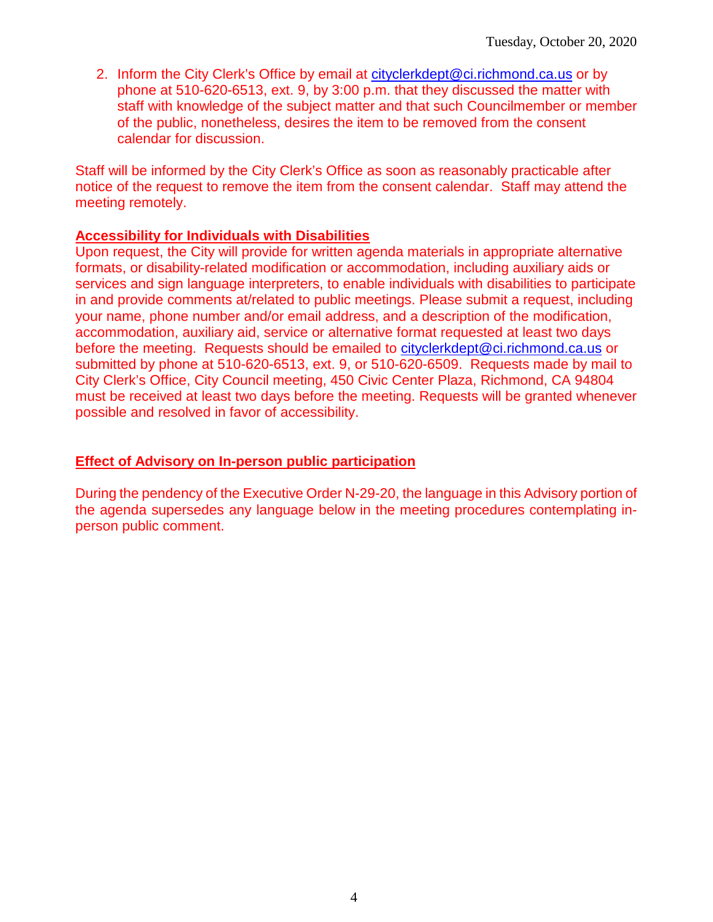2. Inform the City Clerk's Office by email at cityclerkdept@ci.richmond.ca.us or by phone at 510-620-6513, ext. 9, by 3:00 p.m. that they discussed the matter with staff with knowledge of the subject matter and that such Councilmember or member of the public, nonetheless, desires the item to be removed from the consent calendar for discussion.

Staff will be informed by the City Clerk's Office as soon as reasonably practicable after notice of the request to remove the item from the consent calendar. Staff may attend the meeting remotely.

**Accessibility for Individuals with Disabilities**

Upon request, the City will provide for written agenda materials in appropriate alternative formats, or disability-related modification or accommodation, including auxiliary aids or services and sign language interpreters, to enable individuals with disabilities to participate in and provide comments at/related to public meetings. Please submit a request, including your name, phone number and/or email address, and a description of the modification, accommodation, auxiliary aid, service or alternative format requested at least two days before the meeting. Requests should be emailed to cityclerkdept@ci.richmond.ca.us or submitted by phone at 510-620-6513, ext. 9, or 510-620-6509. Requests made by mail to City Clerk's Office, City Council meeting, 450 Civic Center Plaza, Richmond, CA 94804 must be received at least two days before the meeting. Requests will be granted whenever possible and resolved in favor of accessibility.

**Effect of Advisory on In-person public participation**

During the pendency of the Executive Order N-29-20, the language in this Advisory portion of the agenda supersedes any language below in the meeting procedures contemplating in-person public comment.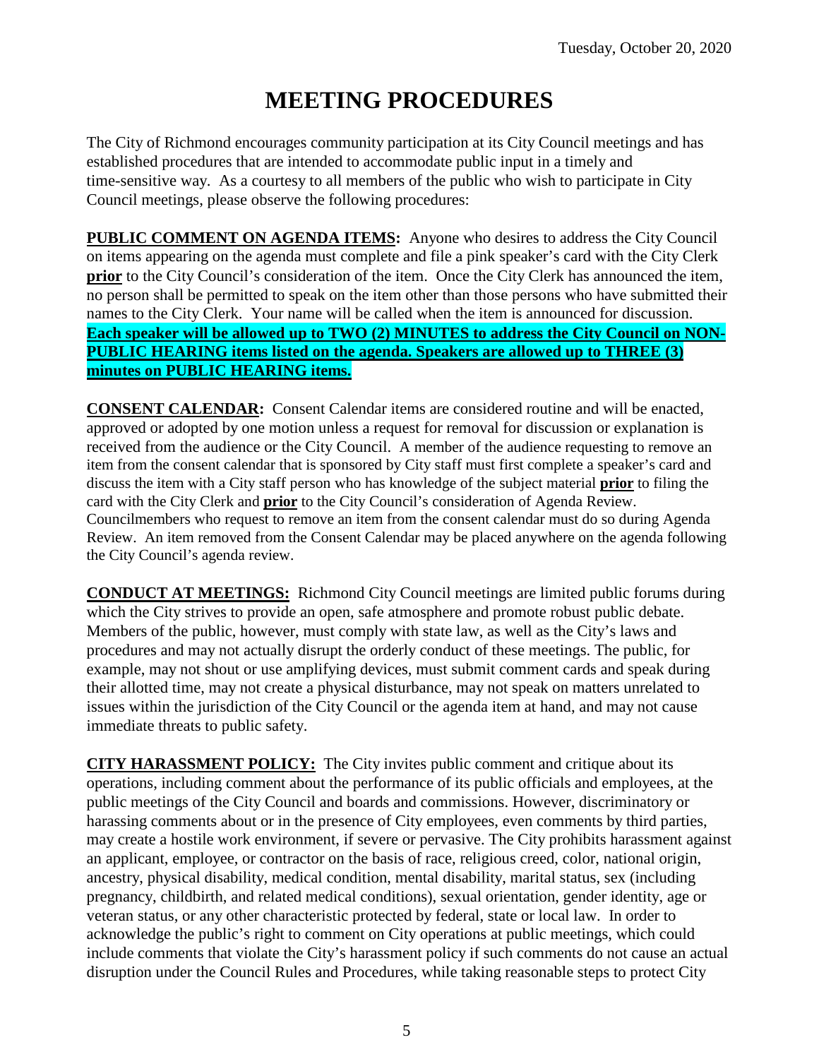# MEETING PROCEDURES

The City of Richmond encourages community participation at its City Council meetings and has established procedures that are intended to accommodate public input in a timely and time-sensitive way. As a courtesy to all members of the public who wish to participate in City Council meetings, please observe the following procedures:

**PUBLIC COMMENT ON AGENDA ITEMS:** Anyone who desires to address the City Council on items appearing on the agenda must complete and file a pink speaker's card with the City Clerk **prior** to the City Council's consideration of the item. Once the City Clerk has announced the item, no person shall be permitted to speak on the item other than those persons who have submitted their names to the City Clerk. Your name will be called when the item is announced for discussion. **Each speaker will be allowed up to TWO (2) MINUTES to address the City Council on NON-PUBLIC HEARING items listed on the agenda. Speakers are allowed up to THREE (3) minutes on PUBLIC HEARING items.**

**CONSENT CALENDAR:** Consent Calendar items are considered routine and will be enacted, approved or adopted by one motion unless a request for removal for discussion or explanation is received from the audience or the City Council. A member of the audience requesting to remove an item from the consent calendar that is sponsored by City staff must first complete a speaker's card and discuss the item with a City staff person who has knowledge of the subject material **prior** to filing the card with the City Clerk and **prior** to the City Council's consideration of Agenda Review. Councilmembers who request to remove an item from the consent calendar must do so during Agenda Review. An item removed from the Consent Calendar may be placed anywhere on the agenda following the City Council's agenda review.

**CONDUCT AT MEETINGS:** Richmond City Council meetings are limited public forums during which the City strives to provide an open, safe atmosphere and promote robust public debate. Members of the public, however, must comply with state law, as well as the City's laws and procedures and may not actually disrupt the orderly conduct of these meetings. The public, for example, may not shout or use amplifying devices, must submit comment cards and speak during their allotted time, may not create a physical disturbance, may not speak on matters unrelated to issues within the jurisdiction of the City Council or the agenda item at hand, and may not cause immediate threats to public safety.

**CITY HARASSMENT POLICY:** The City invites public comment and critique about its operations, including comment about the performance of its public officials and employees, at the public meetings of the City Council and boards and commissions. However, discriminatory or harassing comments about or in the presence of City employees, even comments by third parties, may create a hostile work environment, if severe or pervasive. The City prohibits harassment against an applicant, employee, or contractor on the basis of race, religious creed, color, national origin, ancestry, physical disability, medical condition, mental disability, marital status, sex (including pregnancy, childbirth, and related medical conditions), sexual orientation, gender identity, age or veteran status, or any other characteristic protected by federal, state or local law. In order to acknowledge the public's right to comment on City operations at public meetings, which could include comments that violate the City's harassment policy if such comments do not cause an actual disruption under the Council Rules and Procedures, while taking reasonable steps to protect City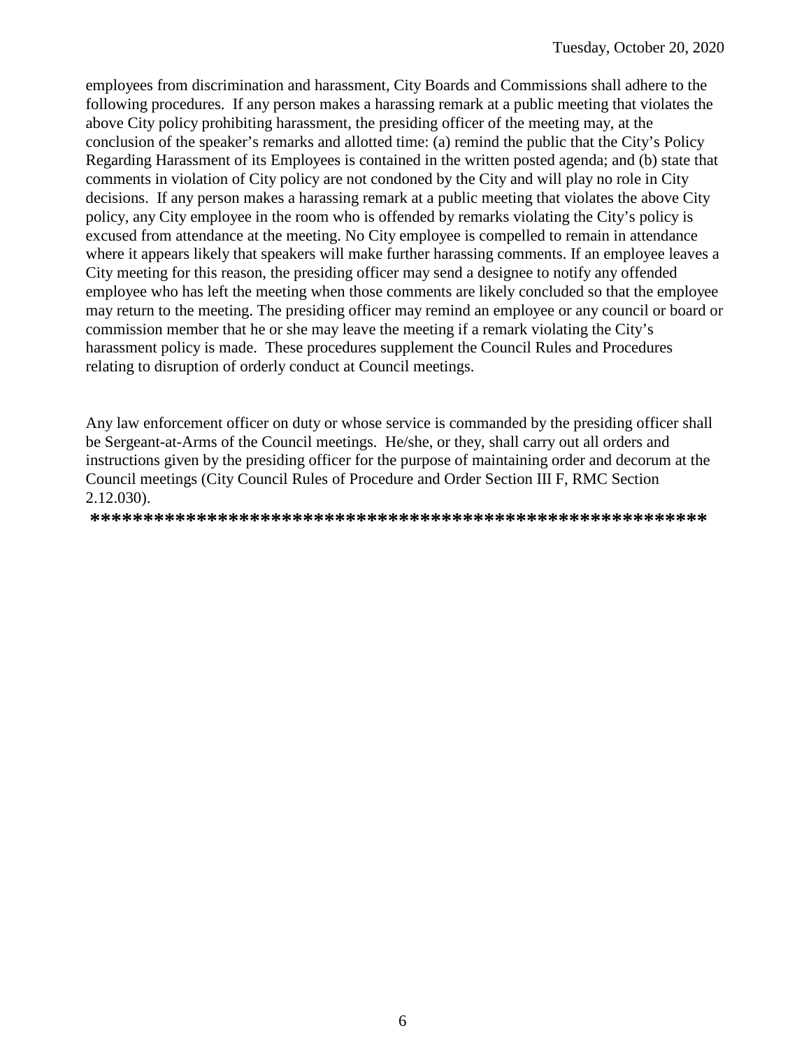employees from discrimination and harassment, City Boards and Commissions shall adhere to the following procedures. If any person makes a harassing remark at a public meeting that violates the above City policy prohibiting harassment, the presiding officer of the meeting may, at the conclusion of the speaker's remarks and allotted time: (a) remind the public that the City's Policy Regarding Harassment of its Employees is contained in the written posted agenda; and (b) state that comments in violation of City policy are not condoned by the City and will play no role in City decisions. If any person makes a harassing remark at a public meeting that violates the above City policy, any City employee in the room who is offended by remarks violating the City's policy is excused from attendance at the meeting. No City employee is compelled to remain in attendance where it appears likely that speakers will make further harassing comments. If an employee leaves a City meeting for this reason, the presiding officer may send a designee to notify any offended employee who has left the meeting when those comments are likely concluded so that the employee may return to the meeting. The presiding officer may remind an employee or any council or board or commission member that he or she may leave the meeting if a remark violating the City's harassment policy is made. These procedures supplement the Council Rules and Procedures relating to disruption of orderly conduct at Council meetings.

Any law enforcement officer on duty or whose service is commanded by the presiding officer shall be Sergeant-at-Arms of the Council meetings. He/she, or they, shall carry out all orders and instructions given by the presiding officer for the purpose of maintaining order and decorum at the Council meetings (City Council Rules of Procedure and Order Section III F, RMC Section 2.12.030).

**************************************************************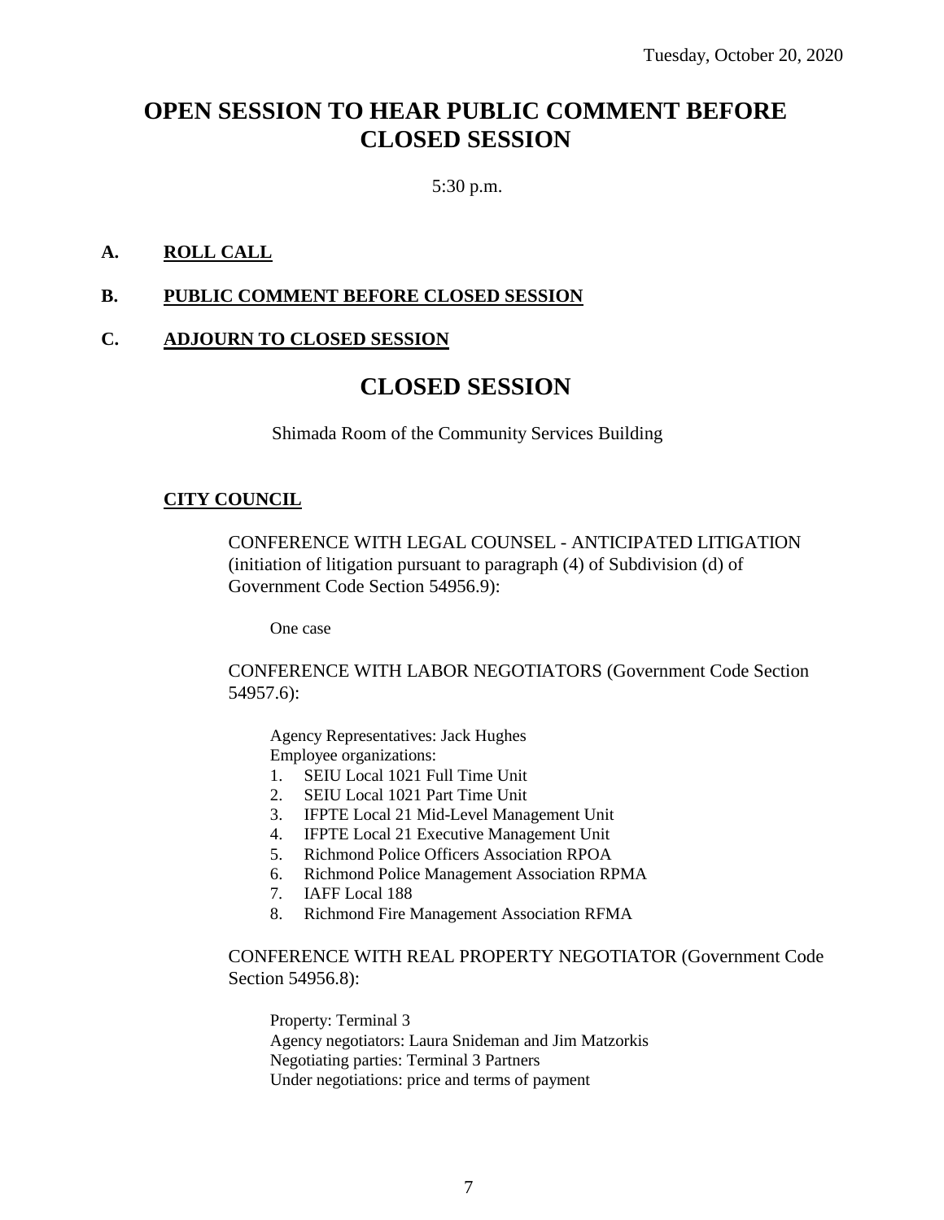Tuesday, October 20, 2020

# OPEN SESSION TO HEAR PUBLIC COMMENT BEFORE CLOSED SESSION

5:30 p.m.

**A. ROLL CALL**

**B. PUBLIC COMMENT BEFORE CLOSED SESSION**

**C. ADJOURN TO CLOSED SESSION**

# CLOSED SESSION

Shimada Room of the Community Services Building

**CITY COUNCIL**

CONFERENCE WITH LEGAL COUNSEL - ANTICIPATED LITIGATION (initiation of litigation pursuant to paragraph (4) of Subdivision (d) of Government Code Section 54956.9):

One case

CONFERENCE WITH LABOR NEGOTIATORS (Government Code Section 54957.6):

Agency Representatives: Jack Hughes
Employee organizations:

1. SEIU Local 1021 Full Time Unit
2. SEIU Local 1021 Part Time Unit
3. IFPTE Local 21 Mid-Level Management Unit
4. IFPTE Local 21 Executive Management Unit
5. Richmond Police Officers Association RPOA
6. Richmond Police Management Association RPMA
7. IAFF Local 188
8. Richmond Fire Management Association RFMA

CONFERENCE WITH REAL PROPERTY NEGOTIATOR (Government Code Section 54956.8):

Property: Terminal 3
Agency negotiators: Laura Snideman and Jim Matzorkis
Negotiating parties: Terminal 3 Partners
Under negotiations: price and terms of payment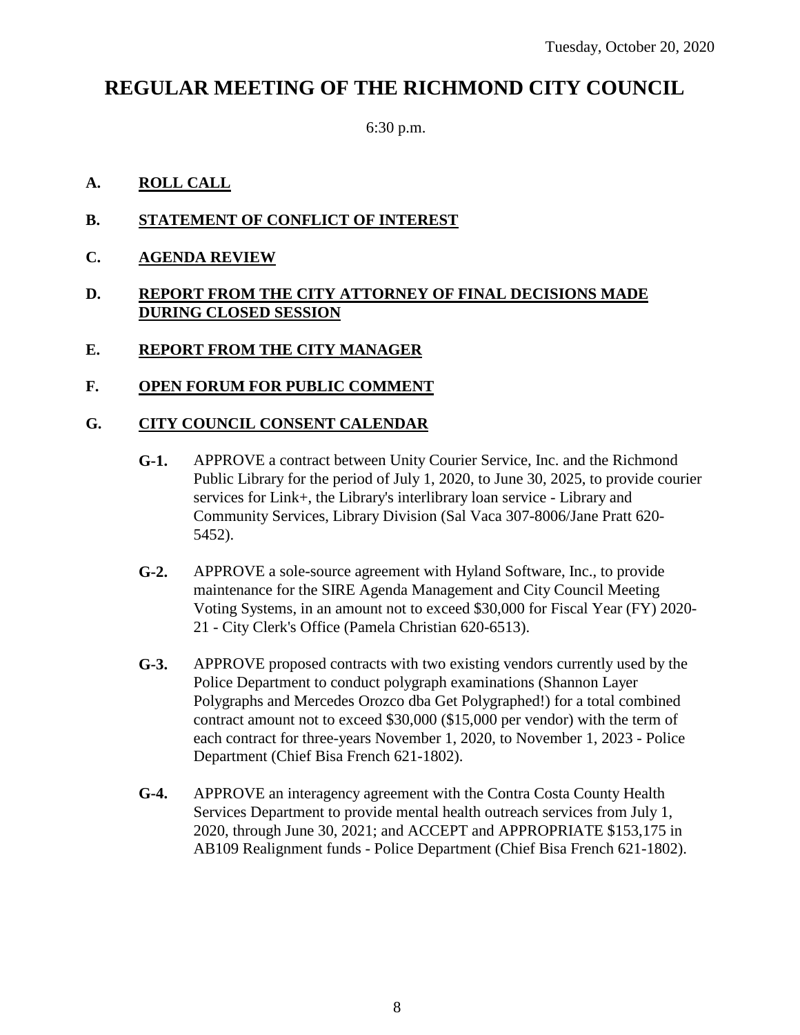Tuesday, October 20, 2020

# REGULAR MEETING OF THE RICHMOND CITY COUNCIL

6:30 p.m.

## A. ROLL CALL

## B. STATEMENT OF CONFLICT OF INTEREST

## C. AGENDA REVIEW

## D. REPORT FROM THE CITY ATTORNEY OF FINAL DECISIONS MADE DURING CLOSED SESSION

## E. REPORT FROM THE CITY MANAGER

## F. OPEN FORUM FOR PUBLIC COMMENT

## G. CITY COUNCIL CONSENT CALENDAR

**G-1.** APPROVE a contract between Unity Courier Service, Inc. and the Richmond Public Library for the period of July 1, 2020, to June 30, 2025, to provide courier services for Link+, the Library's interlibrary loan service - Library and Community Services, Library Division (Sal Vaca 307-8006/Jane Pratt 620-5452).

**G-2.** APPROVE a sole-source agreement with Hyland Software, Inc., to provide maintenance for the SIRE Agenda Management and City Council Meeting Voting Systems, in an amount not to exceed $30,000 for Fiscal Year (FY) 2020-21 - City Clerk's Office (Pamela Christian 620-6513).

**G-3.** APPROVE proposed contracts with two existing vendors currently used by the Police Department to conduct polygraph examinations (Shannon Layer Polygraphs and Mercedes Orozco dba Get Polygraphed!) for a total combined contract amount not to exceed $30,000 ($15,000 per vendor) with the term of each contract for three-years November 1, 2020, to November 1, 2023 - Police Department (Chief Bisa French 621-1802).

**G-4.** APPROVE an interagency agreement with the Contra Costa County Health Services Department to provide mental health outreach services from July 1, 2020, through June 30, 2021; and ACCEPT and APPROPRIATE $153,175 in AB109 Realignment funds - Police Department (Chief Bisa French 621-1802).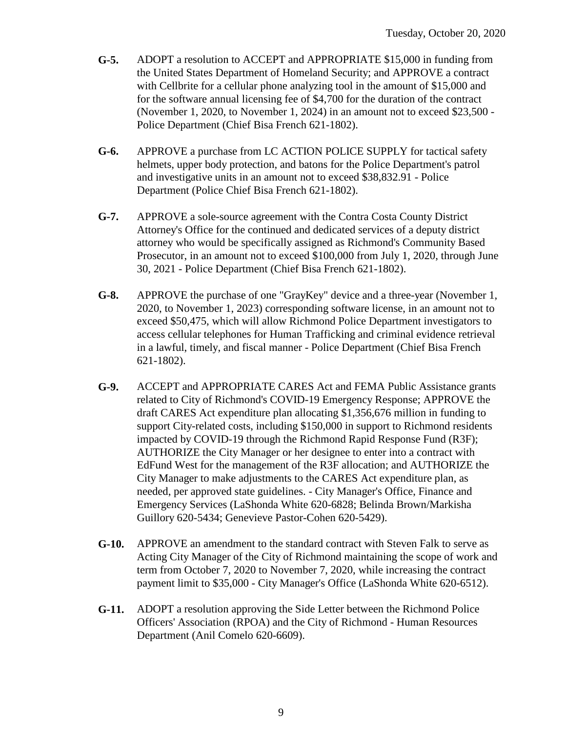**G-5.** ADOPT a resolution to ACCEPT and APPROPRIATE $15,000 in funding from the United States Department of Homeland Security; and APPROVE a contract with Cellbrite for a cellular phone analyzing tool in the amount of $15,000 and for the software annual licensing fee of $4,700 for the duration of the contract (November 1, 2020, to November 1, 2024) in an amount not to exceed $23,500 - Police Department (Chief Bisa French 621-1802).

**G-6.** APPROVE a purchase from LC ACTION POLICE SUPPLY for tactical safety helmets, upper body protection, and batons for the Police Department's patrol and investigative units in an amount not to exceed $38,832.91 - Police Department (Police Chief Bisa French 621-1802).

**G-7.** APPROVE a sole-source agreement with the Contra Costa County District Attorney's Office for the continued and dedicated services of a deputy district attorney who would be specifically assigned as Richmond's Community Based Prosecutor, in an amount not to exceed $100,000 from July 1, 2020, through June 30, 2021 - Police Department (Chief Bisa French 621-1802).

**G-8.** APPROVE the purchase of one "GrayKey" device and a three-year (November 1, 2020, to November 1, 2023) corresponding software license, in an amount not to exceed $50,475, which will allow Richmond Police Department investigators to access cellular telephones for Human Trafficking and criminal evidence retrieval in a lawful, timely, and fiscal manner - Police Department (Chief Bisa French 621-1802).

**G-9.** ACCEPT and APPROPRIATE CARES Act and FEMA Public Assistance grants related to City of Richmond's COVID-19 Emergency Response; APPROVE the draft CARES Act expenditure plan allocating $1,356,676 million in funding to support City-related costs, including $150,000 in support to Richmond residents impacted by COVID-19 through the Richmond Rapid Response Fund (R3F); AUTHORIZE the City Manager or her designee to enter into a contract with EdFund West for the management of the R3F allocation; and AUTHORIZE the City Manager to make adjustments to the CARES Act expenditure plan, as needed, per approved state guidelines. - City Manager's Office, Finance and Emergency Services (LaShonda White 620-6828; Belinda Brown/Markisha Guillory 620-5434; Genevieve Pastor-Cohen 620-5429).

**G-10.** APPROVE an amendment to the standard contract with Steven Falk to serve as Acting City Manager of the City of Richmond maintaining the scope of work and term from October 7, 2020 to November 7, 2020, while increasing the contract payment limit to $35,000 - City Manager's Office (LaShonda White 620-6512).

**G-11.** ADOPT a resolution approving the Side Letter between the Richmond Police Officers' Association (RPOA) and the City of Richmond - Human Resources Department (Anil Comelo 620-6609).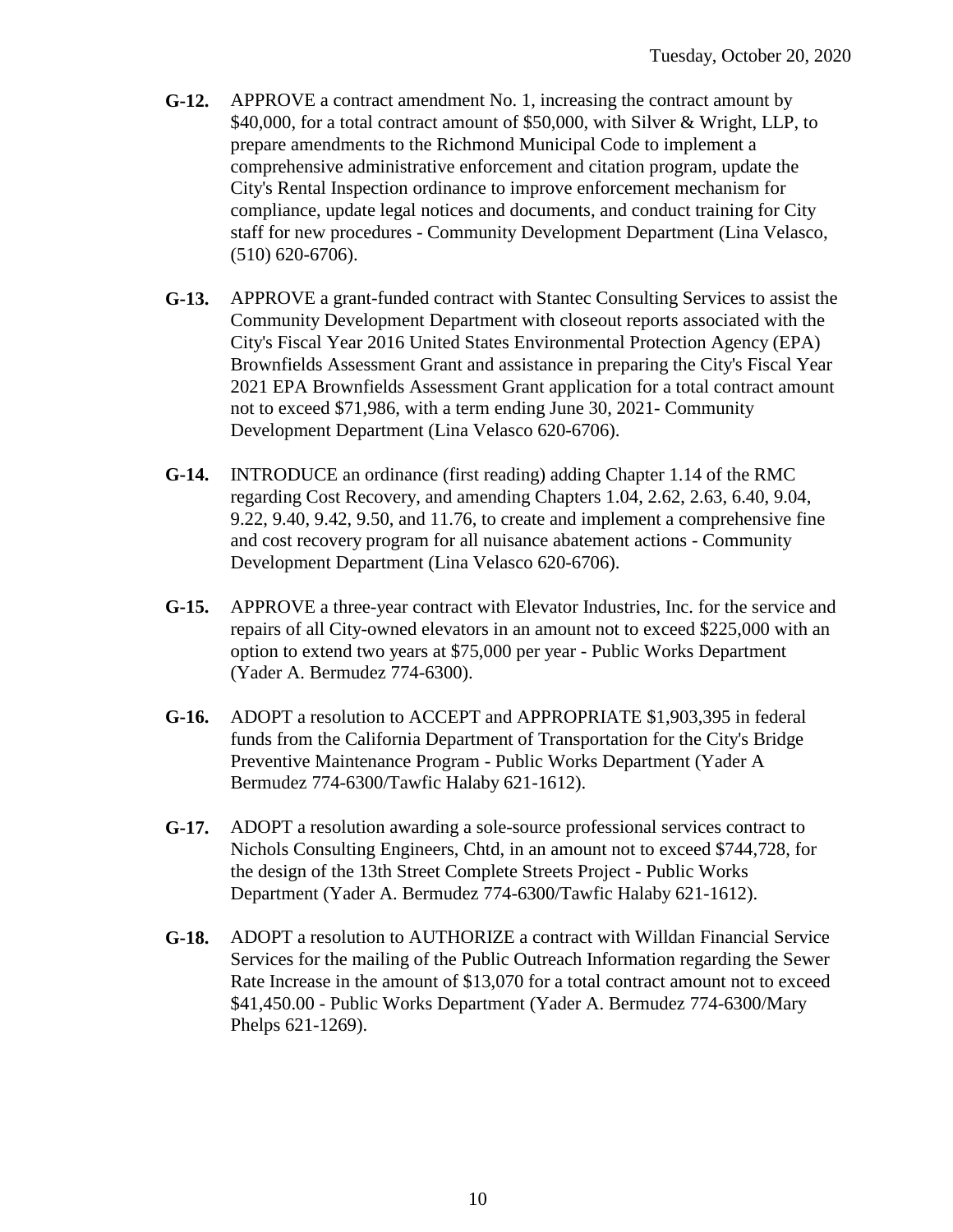**G-12.** APPROVE a contract amendment No. 1, increasing the contract amount by $40,000, for a total contract amount of $50,000, with Silver & Wright, LLP, to prepare amendments to the Richmond Municipal Code to implement a comprehensive administrative enforcement and citation program, update the City's Rental Inspection ordinance to improve enforcement mechanism for compliance, update legal notices and documents, and conduct training for City staff for new procedures - Community Development Department (Lina Velasco, (510) 620-6706).

**G-13.** APPROVE a grant-funded contract with Stantec Consulting Services to assist the Community Development Department with closeout reports associated with the City's Fiscal Year 2016 United States Environmental Protection Agency (EPA) Brownfields Assessment Grant and assistance in preparing the City's Fiscal Year 2021 EPA Brownfields Assessment Grant application for a total contract amount not to exceed $71,986, with a term ending June 30, 2021- Community Development Department (Lina Velasco 620-6706).

**G-14.** INTRODUCE an ordinance (first reading) adding Chapter 1.14 of the RMC regarding Cost Recovery, and amending Chapters 1.04, 2.62, 2.63, 6.40, 9.04, 9.22, 9.40, 9.42, 9.50, and 11.76, to create and implement a comprehensive fine and cost recovery program for all nuisance abatement actions - Community Development Department (Lina Velasco 620-6706).

**G-15.** APPROVE a three-year contract with Elevator Industries, Inc. for the service and repairs of all City-owned elevators in an amount not to exceed $225,000 with an option to extend two years at $75,000 per year - Public Works Department (Yader A. Bermudez 774-6300).

**G-16.** ADOPT a resolution to ACCEPT and APPROPRIATE $1,903,395 in federal funds from the California Department of Transportation for the City's Bridge Preventive Maintenance Program - Public Works Department (Yader A Bermudez 774-6300/Tawfic Halaby 621-1612).

**G-17.** ADOPT a resolution awarding a sole-source professional services contract to Nichols Consulting Engineers, Chtd, in an amount not to exceed $744,728, for the design of the 13th Street Complete Streets Project - Public Works Department (Yader A. Bermudez 774-6300/Tawfic Halaby 621-1612).

**G-18.** ADOPT a resolution to AUTHORIZE a contract with Willdan Financial Service Services for the mailing of the Public Outreach Information regarding the Sewer Rate Increase in the amount of $13,070 for a total contract amount not to exceed $41,450.00 - Public Works Department (Yader A. Bermudez 774-6300/Mary Phelps 621-1269).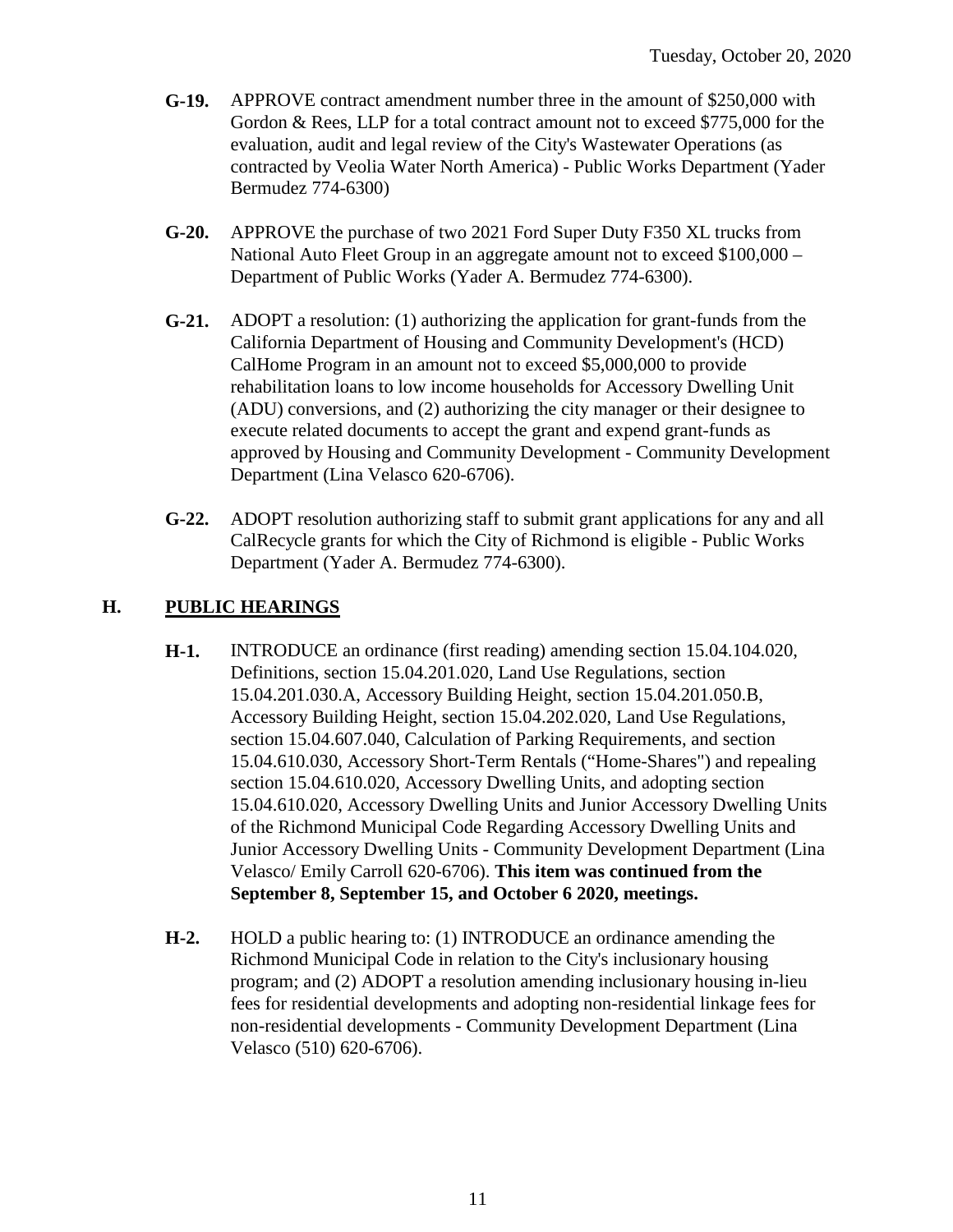- **G-19.** APPROVE contract amendment number three in the amount of $250,000 with Gordon & Rees, LLP for a total contract amount not to exceed $775,000 for the evaluation, audit and legal review of the City's Wastewater Operations (as contracted by Veolia Water North America) - Public Works Department (Yader Bermudez 774-6300)

- **G-20.** APPROVE the purchase of two 2021 Ford Super Duty F350 XL trucks from National Auto Fleet Group in an aggregate amount not to exceed $100,000 – Department of Public Works (Yader A. Bermudez 774-6300).

- **G-21.** ADOPT a resolution: (1) authorizing the application for grant-funds from the California Department of Housing and Community Development's (HCD) CalHome Program in an amount not to exceed $5,000,000 to provide rehabilitation loans to low income households for Accessory Dwelling Unit (ADU) conversions, and (2) authorizing the city manager or their designee to execute related documents to accept the grant and expend grant-funds as approved by Housing and Community Development - Community Development Department (Lina Velasco 620-6706).

- **G-22.** ADOPT resolution authorizing staff to submit grant applications for any and all CalRecycle grants for which the City of Richmond is eligible - Public Works Department (Yader A. Bermudez 774-6300).

## H. PUBLIC HEARINGS

- **H-1.** INTRODUCE an ordinance (first reading) amending section 15.04.104.020, Definitions, section 15.04.201.020, Land Use Regulations, section 15.04.201.030.A, Accessory Building Height, section 15.04.201.050.B, Accessory Building Height, section 15.04.202.020, Land Use Regulations, section 15.04.607.040, Calculation of Parking Requirements, and section 15.04.610.030, Accessory Short-Term Rentals ("Home-Shares") and repealing section 15.04.610.020, Accessory Dwelling Units, and adopting section 15.04.610.020, Accessory Dwelling Units and Junior Accessory Dwelling Units of the Richmond Municipal Code Regarding Accessory Dwelling Units and Junior Accessory Dwelling Units - Community Development Department (Lina Velasco/ Emily Carroll 620-6706). **This item was continued from the September 8, September 15, and October 6 2020, meetings.**

- **H-2.** HOLD a public hearing to: (1) INTRODUCE an ordinance amending the Richmond Municipal Code in relation to the City's inclusionary housing program; and (2) ADOPT a resolution amending inclusionary housing in-lieu fees for residential developments and adopting non-residential linkage fees for non-residential developments - Community Development Department (Lina Velasco (510) 620-6706).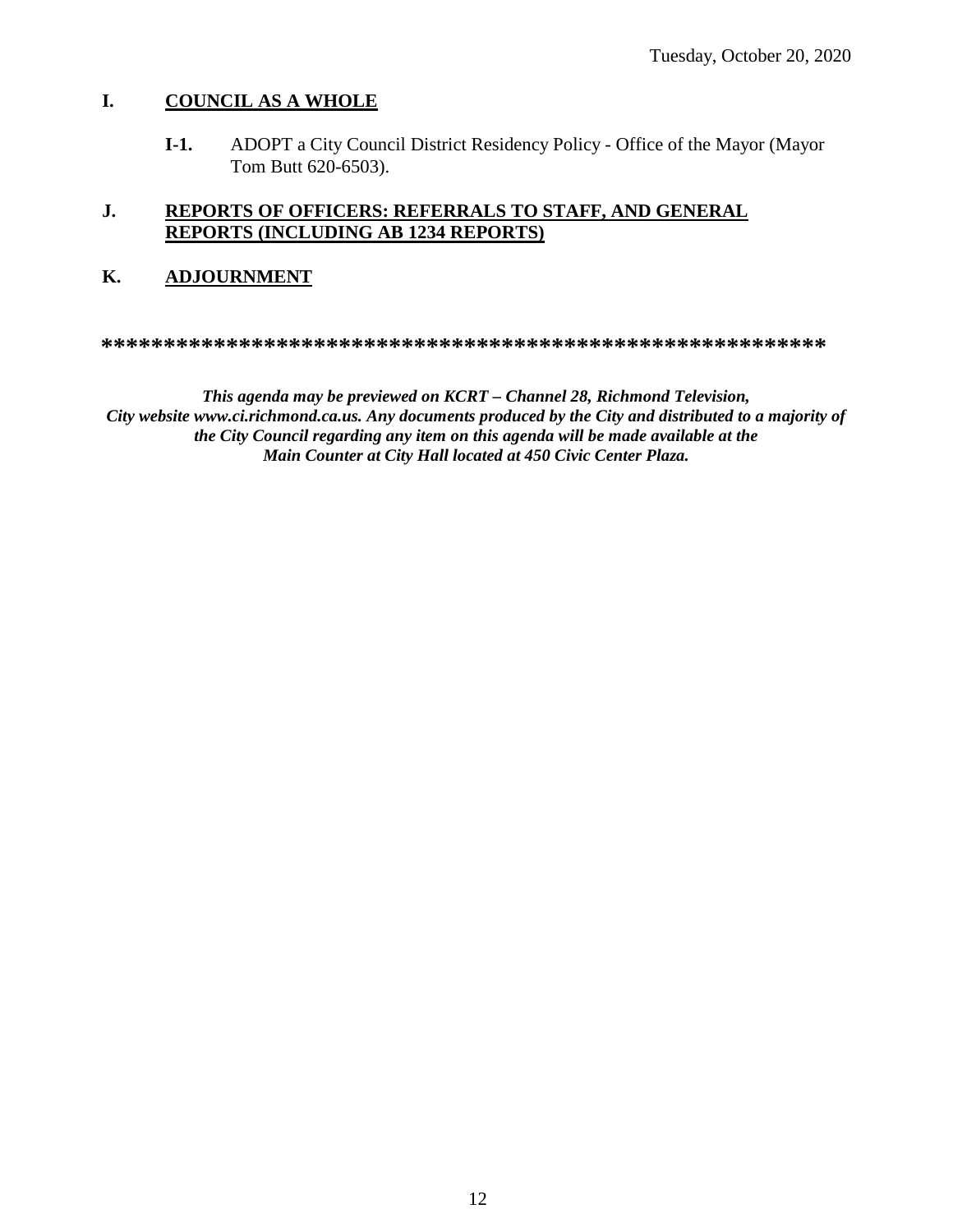## I. COUNCIL AS A WHOLE

**I-1.** ADOPT a City Council District Residency Policy - Office of the Mayor (Mayor Tom Butt 620-6503).

## J. REPORTS OF OFFICERS: REFERRALS TO STAFF, AND GENERAL REPORTS (INCLUDING AB 1234 REPORTS)

## K. ADJOURNMENT

**********************************************************

***This agenda may be previewed on KCRT – Channel 28, Richmond Television, City website www.ci.richmond.ca.us. Any documents produced by the City and distributed to a majority of the City Council regarding any item on this agenda will be made available at the Main Counter at City Hall located at 450 Civic Center Plaza.***